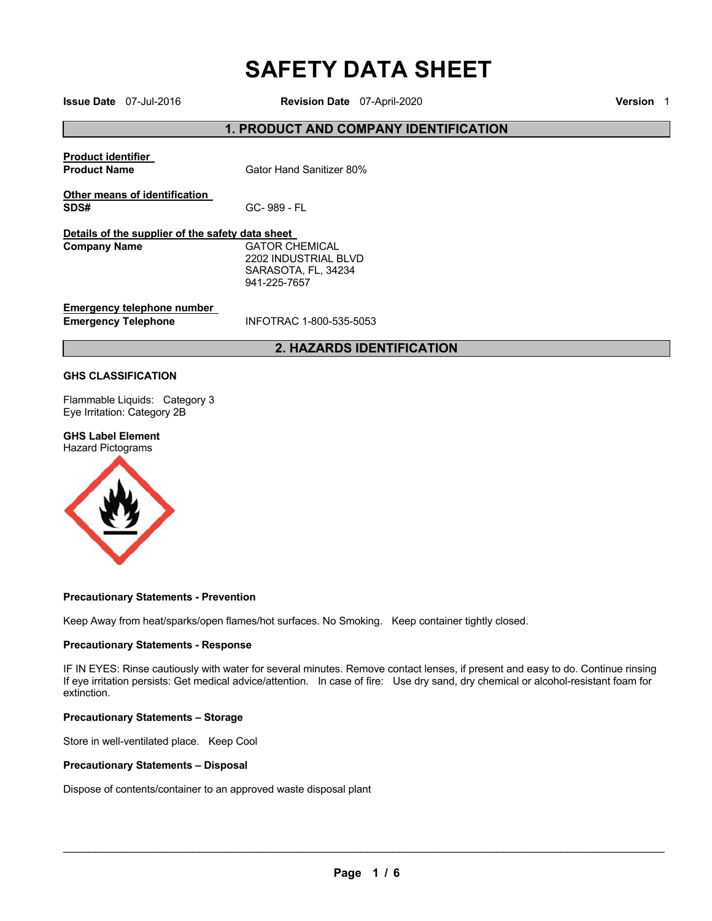# SAFETY DATA SHEET

**Issue Date** 07-Jul-2016 **Revision Date** 07-April-2020 **Version** 1

## 1. PRODUCT AND COMPANY IDENTIFICATION

**Product identifier**

**Product Name** Gator Hand Sanitizer 80%

**Other means of identification**

**SDS#** GC- 989 - FL

**Details of the supplier of the safety data sheet**

**Company Name** GATOR CHEMICAL
2202 INDUSTRIAL BLVD
SARASOTA, FL, 34234
941-225-7657

**Emergency telephone number**

**Emergency Telephone** INFOTRAC 1-800-535-5053

## 2. HAZARDS IDENTIFICATION

**GHS CLASSIFICATION**

Flammable Liquids: Category 3
Eye Irritation: Category 2B

**GHS Label Element**
Hazard Pictograms

**Precautionary Statements - Prevention**

Keep Away from heat/sparks/open flames/hot surfaces. No Smoking. Keep container tightly closed.

**Precautionary Statements - Response**

IF IN EYES: Rinse cautiously with water for several minutes. Remove contact lenses, if present and easy to do. Continue rinsing If eye irritation persists: Get medical advice/attention. In case of fire: Use dry sand, dry chemical or alcohol-resistant foam for extinction.

**Precautionary Statements – Storage**

Store in well-ventilated place. Keep Cool

**Precautionary Statements – Disposal**

Dispose of contents/container to an approved waste disposal plant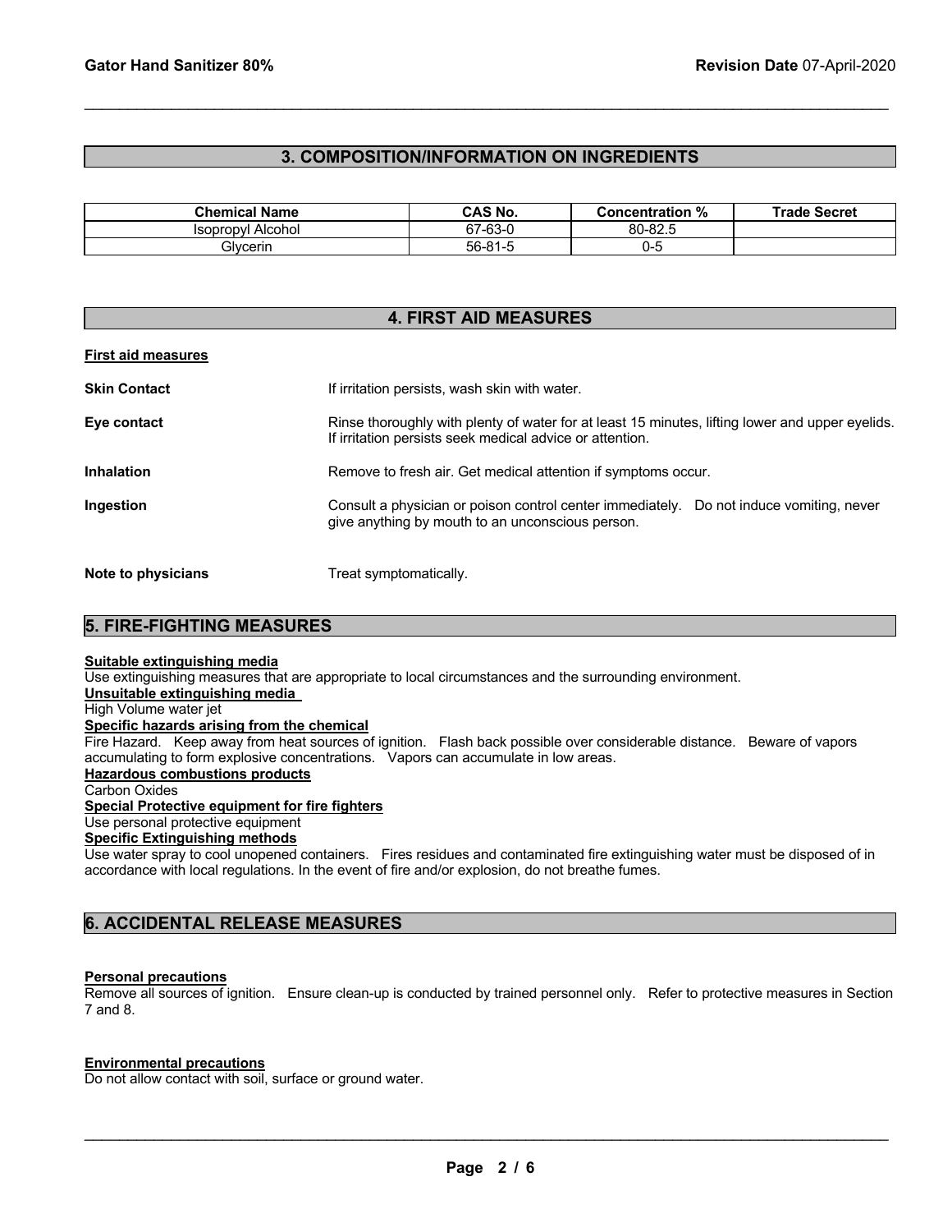## 3. COMPOSITION/INFORMATION ON INGREDIENTS

| Chemical Name | CAS No. | Concentration % | Trade Secret |
| --- | --- | --- | --- |
| Isopropyl Alcohol | 67-63-0 | 80-82.5 | |
| Glycerin | 56-81-5 | 0-5 | |

## 4. FIRST AID MEASURES

**First aid measures**

**Skin Contact** If irritation persists, wash skin with water.

**Eye contact** Rinse thoroughly with plenty of water for at least 15 minutes, lifting lower and upper eyelids. If irritation persists seek medical advice or attention.

**Inhalation** Remove to fresh air. Get medical attention if symptoms occur.

**Ingestion** Consult a physician or poison control center immediately. Do not induce vomiting, never give anything by mouth to an unconscious person.

**Note to physicians** Treat symptomatically.

## 5. FIRE-FIGHTING MEASURES

**Suitable extinguishing media**
Use extinguishing measures that are appropriate to local circumstances and the surrounding environment.

**Unsuitable extinguishing media**
High Volume water jet

**Specific hazards arising from the chemical**
Fire Hazard. Keep away from heat sources of ignition. Flash back possible over considerable distance. Beware of vapors accumulating to form explosive concentrations. Vapors can accumulate in low areas.

**Hazardous combustions products**
Carbon Oxides

**Special Protective equipment for fire fighters**
Use personal protective equipment

**Specific Extinguishing methods**
Use water spray to cool unopened containers. Fires residues and contaminated fire extinguishing water must be disposed of in accordance with local regulations. In the event of fire and/or explosion, do not breathe fumes.

## 6. ACCIDENTAL RELEASE MEASURES

**Personal precautions**
Remove all sources of ignition. Ensure clean-up is conducted by trained personnel only. Refer to protective measures in Section 7 and 8.

**Environmental precautions**
Do not allow contact with soil, surface or ground water.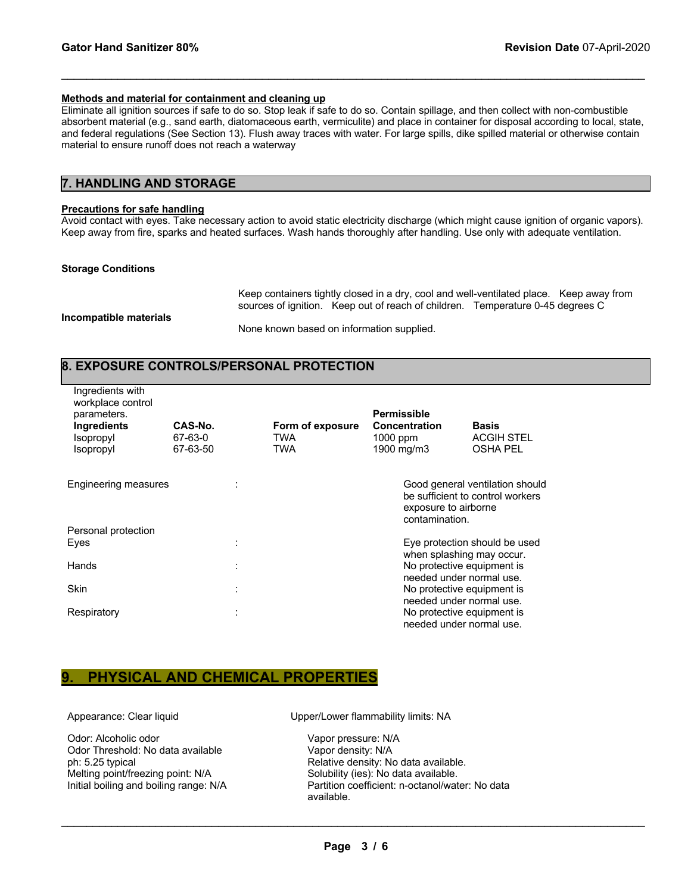**Methods and material for containment and cleaning up**

Eliminate all ignition sources if safe to do so. Stop leak if safe to do so. Contain spillage, and then collect with non-combustible absorbent material (e.g., sand earth, diatomaceous earth, vermiculite) and place in container for disposal according to local, state, and federal regulations (See Section 13). Flush away traces with water. For large spills, dike spilled material or otherwise contain material to ensure runoff does not reach a waterway

## 7. HANDLING AND STORAGE

**Precautions for safe handling**

Avoid contact with eyes. Take necessary action to avoid static electricity discharge (which might cause ignition of organic vapors). Keep away from fire, sparks and heated surfaces. Wash hands thoroughly after handling. Use only with adequate ventilation.

**Storage Conditions**

Keep containers tightly closed in a dry, cool and well-ventilated place. Keep away from sources of ignition. Keep out of reach of children. Temperature 0-45 degrees C

**Incompatible materials**

None known based on information supplied.

## 8. EXPOSURE CONTROLS/PERSONAL PROTECTION

Ingredients with workplace control parameters.

| Ingredients | CAS-No. | Form of exposure | Permissible Concentration | Basis |
|---|---|---|---|---|
| Isopropyl | 67-63-0 | TWA | 1000 ppm | ACGIH STEL |
| Isopropyl | 67-63-50 | TWA | 1900 mg/m3 | OSHA PEL |

Engineering measures : Good general ventilation should be sufficient to control workers exposure to airborne contamination.

Personal protection

Eyes : Eye protection should be used when splashing may occur.

Hands : No protective equipment is needed under normal use.

Skin : No protective equipment is needed under normal use.

Respiratory : No protective equipment is needed under normal use.

## 9. PHYSICAL AND CHEMICAL PROPERTIES

Appearance: Clear liquid

Odor: Alcoholic odor
Odor Threshold: No data available
ph: 5.25 typical
Melting point/freezing point: N/A
Initial boiling and boiling range: N/A

Upper/Lower flammability limits: NA

Vapor pressure: N/A
Vapor density: N/A
Relative density: No data available.
Solubility (ies): No data available.
Partition coefficient: n-octanol/water: No data available.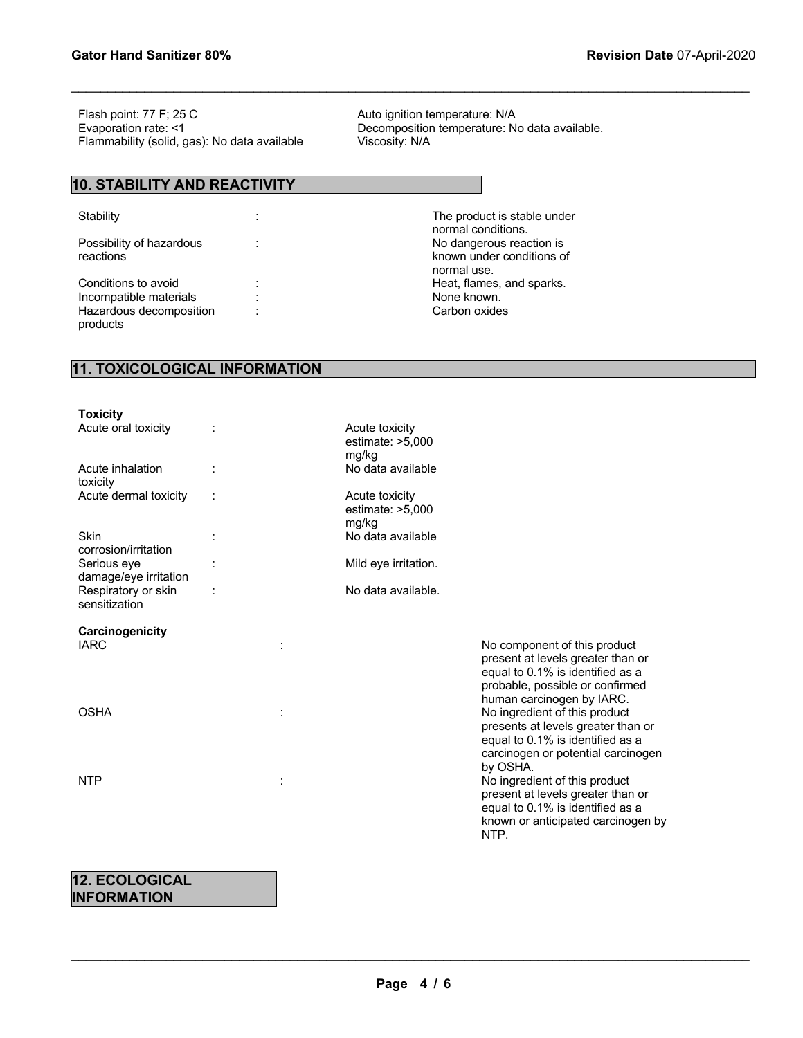Flash point: 77 F; 25 C
Evaporation rate: <1
Flammability (solid, gas): No data available

Auto ignition temperature: N/A
Decomposition temperature: No data available.
Viscosity: N/A

## 10. STABILITY AND REACTIVITY

| | | |
|---|---|---|
| Stability | : | The product is stable under normal conditions. |
| Possibility of hazardous reactions | : | No dangerous reaction is known under conditions of normal use. |
| Conditions to avoid | : | Heat, flames, and sparks. |
| Incompatible materials | : | None known. |
| Hazardous decomposition products | : | Carbon oxides |

## 11. TOXICOLOGICAL INFORMATION

**Toxicity**

| | | |
|---|---|---|
| Acute oral toxicity | : | Acute toxicity estimate: >5,000 mg/kg |
| Acute inhalation toxicity | : | No data available |
| Acute dermal toxicity | : | Acute toxicity estimate: >5,000 mg/kg |
| Skin corrosion/irritation | : | No data available |
| Serious eye damage/eye irritation | : | Mild eye irritation. |
| Respiratory or skin sensitization | : | No data available. |

**Carcinogenicity**

| | | |
|---|---|---|
| IARC | : | No component of this product present at levels greater than or equal to 0.1% is identified as a probable, possible or confirmed human carcinogen by IARC. |
| OSHA | : | No ingredient of this product presents at levels greater than or equal to 0.1% is identified as a carcinogen or potential carcinogen by OSHA. |
| NTP | : | No ingredient of this product present at levels greater than or equal to 0.1% is identified as a known or anticipated carcinogen by NTP. |

## 12. ECOLOGICAL INFORMATION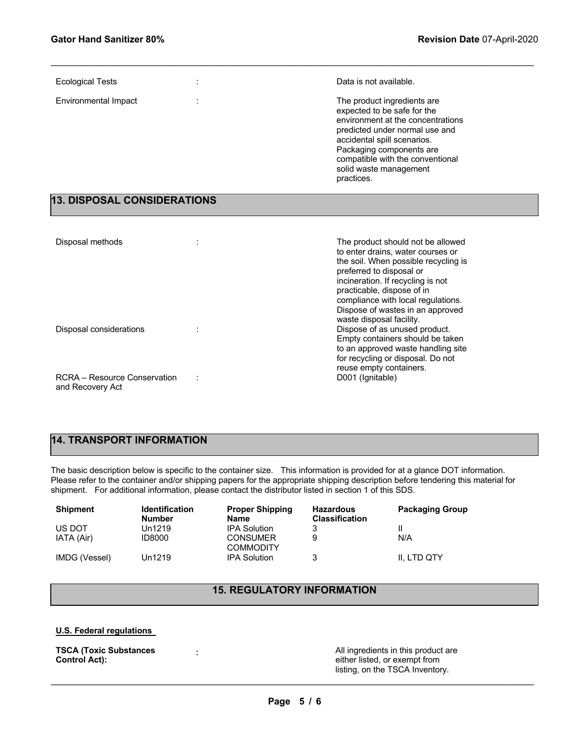Ecological Tests : Data is not available.

Environmental Impact : The product ingredients are expected to be safe for the environment at the concentrations predicted under normal use and accidental spill scenarios. Packaging components are compatible with the conventional solid waste management practices.

## 13. DISPOSAL CONSIDERATIONS

Disposal methods : The product should not be allowed to enter drains, water courses or the soil. When possible recycling is preferred to disposal or incineration. If recycling is not practicable, dispose of in compliance with local regulations. Dispose of wastes in an approved waste disposal facility.

Disposal considerations : Dispose of as unused product. Empty containers should be taken to an approved waste handling site for recycling or disposal. Do not reuse empty containers.

RCRA – Resource Conservation and Recovery Act : D001 (Ignitable)

## 14. TRANSPORT INFORMATION

The basic description below is specific to the container size. This information is provided for at a glance DOT information. Please refer to the container and/or shipping papers for the appropriate shipping description before tendering this material for shipment. For additional information, please contact the distributor listed in section 1 of this SDS.

| Shipment | Identification Number | Proper Shipping Name | Hazardous Classification | Packaging Group |
|---|---|---|---|---|
| US DOT | Un1219 | IPA Solution | 3 | II |
| IATA (Air) | ID8000 | CONSUMER COMMODITY | 9 | N/A |
| IMDG (Vessel) | Un1219 | IPA Solution | 3 | II, LTD QTY |

## 15. REGULATORY INFORMATION

**U.S. Federal regulations**

**TSCA (Toxic Substances Control Act):** : All ingredients in this product are either listed, or exempt from listing, on the TSCA Inventory.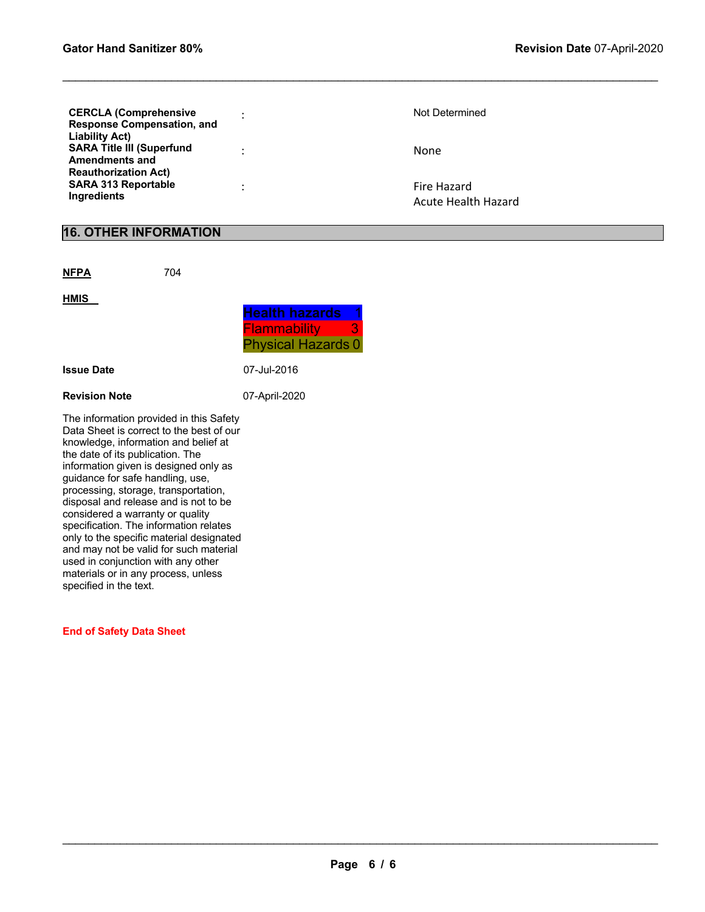| | | |
|---|---|---|
| **CERCLA (Comprehensive Response Compensation, and Liability Act)** | : | Not Determined |
| **SARA Title III (Superfund Amendments and Reauthorization Act)** | : | None |
| **SARA 313 Reportable Ingredients** | : | Fire Hazard<br>Acute Health Hazard |

## 16. OTHER INFORMATION

**NFPA** 704

**HMIS**

| | |
|---|---|
| Health hazards | 1 |
| Flammability | 3 |
| Physical Hazards | 0 |

**Issue Date** 07-Jul-2016

**Revision Note** 07-April-2020

The information provided in this Safety Data Sheet is correct to the best of our knowledge, information and belief at the date of its publication. The information given is designed only as guidance for safe handling, use, processing, storage, transportation, disposal and release and is not to be considered a warranty or quality specification. The information relates only to the specific material designated and may not be valid for such material used in conjunction with any other materials or in any process, unless specified in the text.

**End of Safety Data Sheet**